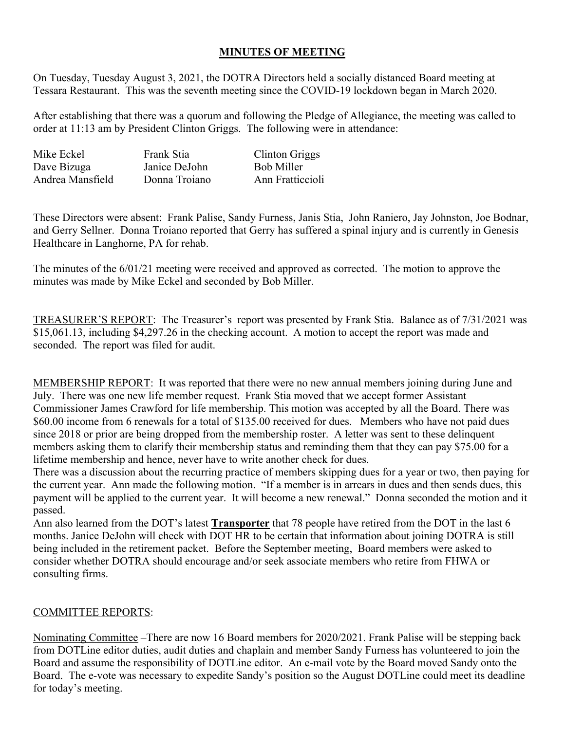# **MINUTES OF MEETING**

On Tuesday, Tuesday August 3, 2021, the DOTRA Directors held a socially distanced Board meeting at Tessara Restaurant. This was the seventh meeting since the COVID-19 lockdown began in March 2020.

After establishing that there was a quorum and following the Pledge of Allegiance, the meeting was called to order at 11:13 am by President Clinton Griggs. The following were in attendance:

| | | |
|---|---|---|
| Mike Eckel | Frank Stia | Clinton Griggs |
| Dave Bizuga | Janice DeJohn | Bob Miller |
| Andrea Mansfield | Donna Troiano | Ann Fratticcioli |

These Directors were absent: Frank Palise, Sandy Furness, Janis Stia, John Raniero, Jay Johnston, Joe Bodnar, and Gerry Sellner. Donna Troiano reported that Gerry has suffered a spinal injury and is currently in Genesis Healthcare in Langhorne, PA for rehab.

The minutes of the 6/01/21 meeting were received and approved as corrected. The motion to approve the minutes was made by Mike Eckel and seconded by Bob Miller.

TREASURER'S REPORT: The Treasurer's report was presented by Frank Stia. Balance as of 7/31/2021 was $15,061.13, including $4,297.26 in the checking account. A motion to accept the report was made and seconded. The report was filed for audit.

MEMBERSHIP REPORT: It was reported that there were no new annual members joining during June and July. There was one new life member request. Frank Stia moved that we accept former Assistant Commissioner James Crawford for life membership. This motion was accepted by all the Board. There was $60.00 income from 6 renewals for a total of $135.00 received for dues. Members who have not paid dues since 2018 or prior are being dropped from the membership roster. A letter was sent to these delinquent members asking them to clarify their membership status and reminding them that they can pay $75.00 for a lifetime membership and hence, never have to write another check for dues.

There was a discussion about the recurring practice of members skipping dues for a year or two, then paying for the current year. Ann made the following motion. "If a member is in arrears in dues and then sends dues, this payment will be applied to the current year. It will become a new renewal." Donna seconded the motion and it passed.

Ann also learned from the DOT's latest **Transporter** that 78 people have retired from the DOT in the last 6 months. Janice DeJohn will check with DOT HR to be certain that information about joining DOTRA is still being included in the retirement packet. Before the September meeting, Board members were asked to consider whether DOTRA should encourage and/or seek associate members who retire from FHWA or consulting firms.

COMMITTEE REPORTS:

Nominating Committee –There are now 16 Board members for 2020/2021. Frank Palise will be stepping back from DOTLine editor duties, audit duties and chaplain and member Sandy Furness has volunteered to join the Board and assume the responsibility of DOTLine editor. An e-mail vote by the Board moved Sandy onto the Board. The e-vote was necessary to expedite Sandy's position so the August DOTLine could meet its deadline for today's meeting.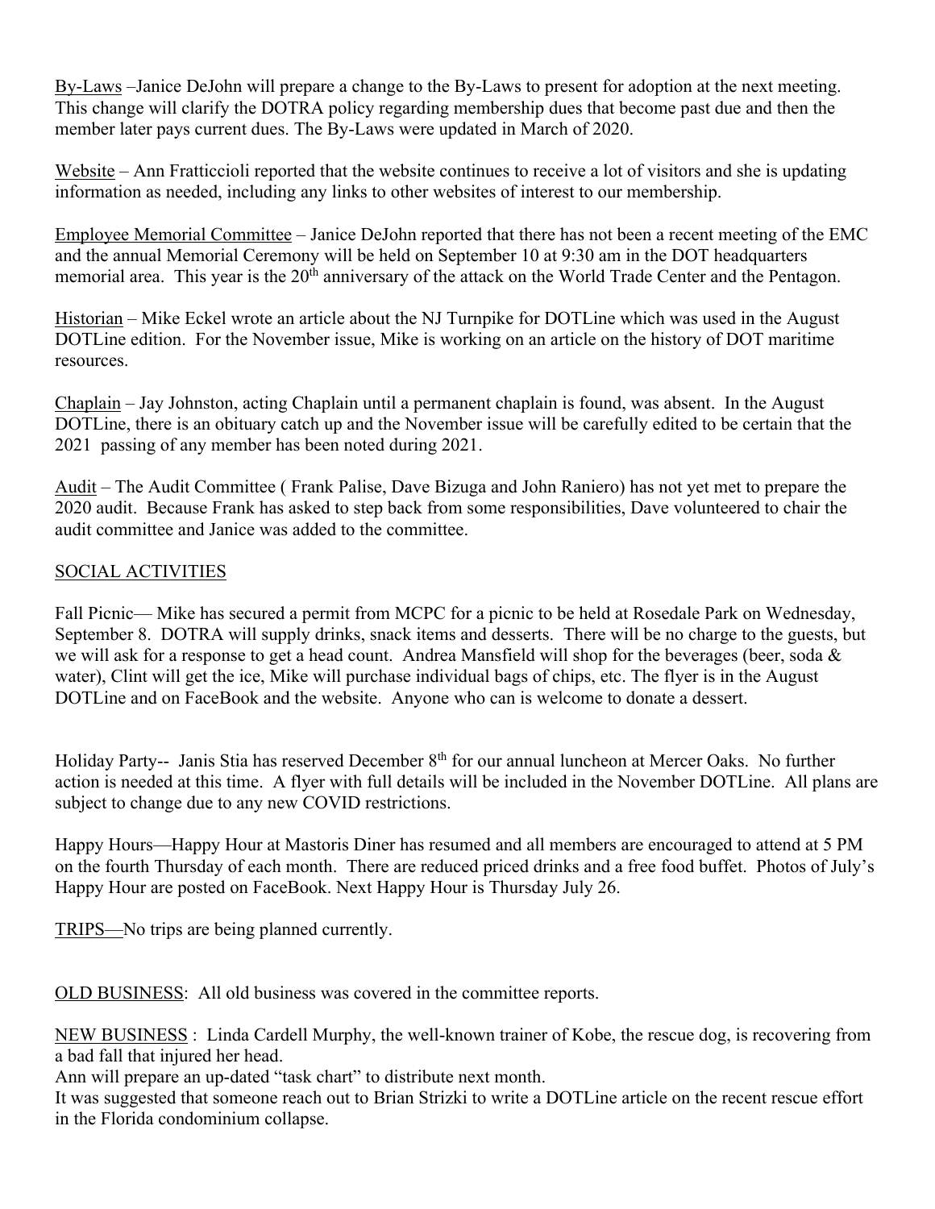By-Laws –Janice DeJohn will prepare a change to the By-Laws to present for adoption at the next meeting. This change will clarify the DOTRA policy regarding membership dues that become past due and then the member later pays current dues. The By-Laws were updated in March of 2020.

Website – Ann Fratticcioli reported that the website continues to receive a lot of visitors and she is updating information as needed, including any links to other websites of interest to our membership.

Employee Memorial Committee – Janice DeJohn reported that there has not been a recent meeting of the EMC and the annual Memorial Ceremony will be held on September 10 at 9:30 am in the DOT headquarters memorial area. This year is the 20th anniversary of the attack on the World Trade Center and the Pentagon.

Historian – Mike Eckel wrote an article about the NJ Turnpike for DOTLine which was used in the August DOTLine edition. For the November issue, Mike is working on an article on the history of DOT maritime resources.

Chaplain – Jay Johnston, acting Chaplain until a permanent chaplain is found, was absent. In the August DOTLine, there is an obituary catch up and the November issue will be carefully edited to be certain that the 2021 passing of any member has been noted during 2021.

Audit – The Audit Committee ( Frank Palise, Dave Bizuga and John Raniero) has not yet met to prepare the 2020 audit. Because Frank has asked to step back from some responsibilities, Dave volunteered to chair the audit committee and Janice was added to the committee.

SOCIAL ACTIVITIES

Fall Picnic— Mike has secured a permit from MCPC for a picnic to be held at Rosedale Park on Wednesday, September 8. DOTRA will supply drinks, snack items and desserts. There will be no charge to the guests, but we will ask for a response to get a head count. Andrea Mansfield will shop for the beverages (beer, soda & water), Clint will get the ice, Mike will purchase individual bags of chips, etc. The flyer is in the August DOTLine and on FaceBook and the website. Anyone who can is welcome to donate a dessert.

Holiday Party-- Janis Stia has reserved December 8th for our annual luncheon at Mercer Oaks. No further action is needed at this time. A flyer with full details will be included in the November DOTLine. All plans are subject to change due to any new COVID restrictions.

Happy Hours—Happy Hour at Mastoris Diner has resumed and all members are encouraged to attend at 5 PM on the fourth Thursday of each month. There are reduced priced drinks and a free food buffet. Photos of July's Happy Hour are posted on FaceBook. Next Happy Hour is Thursday July 26.

TRIPS—No trips are being planned currently.

OLD BUSINESS: All old business was covered in the committee reports.

NEW BUSINESS : Linda Cardell Murphy, the well-known trainer of Kobe, the rescue dog, is recovering from a bad fall that injured her head.

Ann will prepare an up-dated "task chart" to distribute next month.

It was suggested that someone reach out to Brian Strizki to write a DOTLine article on the recent rescue effort in the Florida condominium collapse.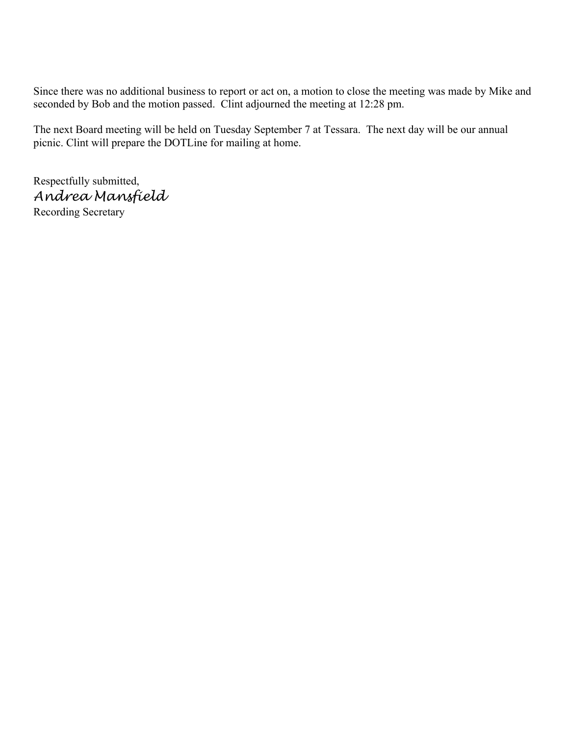Since there was no additional business to report or act on, a motion to close the meeting was made by Mike and seconded by Bob and the motion passed. Clint adjourned the meeting at 12:28 pm.

The next Board meeting will be held on Tuesday September 7 at Tessara. The next day will be our annual picnic. Clint will prepare the DOTLine for mailing at home.

Respectfully submitted,  
*Andrea Mansfield*  
Recording Secretary